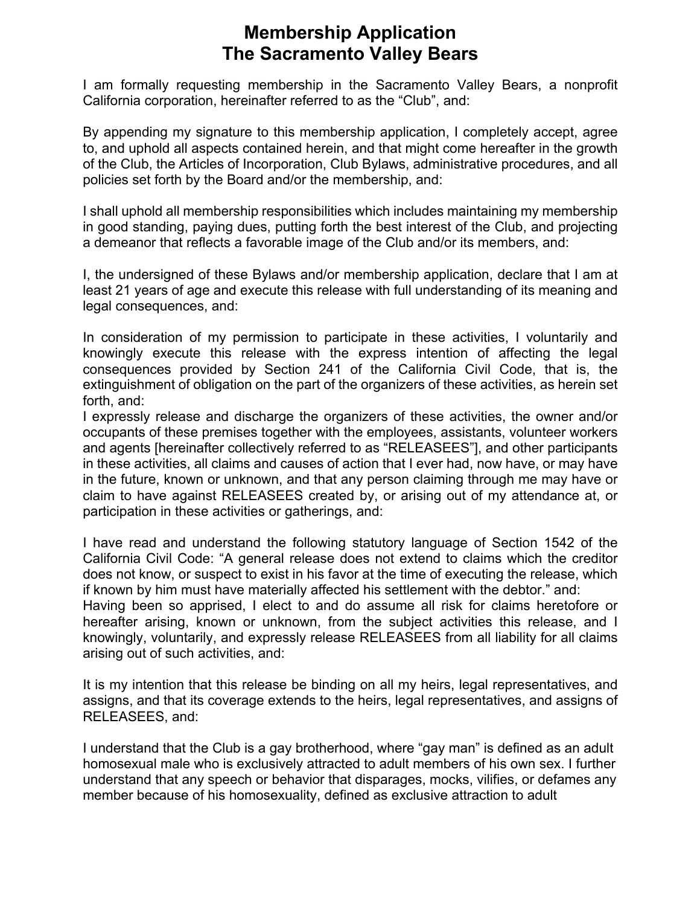# Membership Application
# The Sacramento Valley Bears

I am formally requesting membership in the Sacramento Valley Bears, a nonprofit California corporation, hereinafter referred to as the “Club”, and:

By appending my signature to this membership application, I completely accept, agree to, and uphold all aspects contained herein, and that might come hereafter in the growth of the Club, the Articles of Incorporation, Club Bylaws, administrative procedures, and all policies set forth by the Board and/or the membership, and:

I shall uphold all membership responsibilities which includes maintaining my membership in good standing, paying dues, putting forth the best interest of the Club, and projecting a demeanor that reflects a favorable image of the Club and/or its members, and:

I, the undersigned of these Bylaws and/or membership application, declare that I am at least 21 years of age and execute this release with full understanding of its meaning and legal consequences, and:

In consideration of my permission to participate in these activities, I voluntarily and knowingly execute this release with the express intention of affecting the legal consequences provided by Section 241 of the California Civil Code, that is, the extinguishment of obligation on the part of the organizers of these activities, as herein set forth, and:

I expressly release and discharge the organizers of these activities, the owner and/or occupants of these premises together with the employees, assistants, volunteer workers and agents [hereinafter collectively referred to as “RELEASEES”], and other participants in these activities, all claims and causes of action that I ever had, now have, or may have in the future, known or unknown, and that any person claiming through me may have or claim to have against RELEASEES created by, or arising out of my attendance at, or participation in these activities or gatherings, and:

I have read and understand the following statutory language of Section 1542 of the California Civil Code: “A general release does not extend to claims which the creditor does not know, or suspect to exist in his favor at the time of executing the release, which if known by him must have materially affected his settlement with the debtor.” and:

Having been so apprised, I elect to and do assume all risk for claims heretofore or hereafter arising, known or unknown, from the subject activities this release, and I knowingly, voluntarily, and expressly release RELEASEES from all liability for all claims arising out of such activities, and:

It is my intention that this release be binding on all my heirs, legal representatives, and assigns, and that its coverage extends to the heirs, legal representatives, and assigns of RELEASEES, and:

I understand that the Club is a gay brotherhood, where “gay man” is defined as an adult homosexual male who is exclusively attracted to adult members of his own sex. I further understand that any speech or behavior that disparages, mocks, vilifies, or defames any member because of his homosexuality, defined as exclusive attraction to adult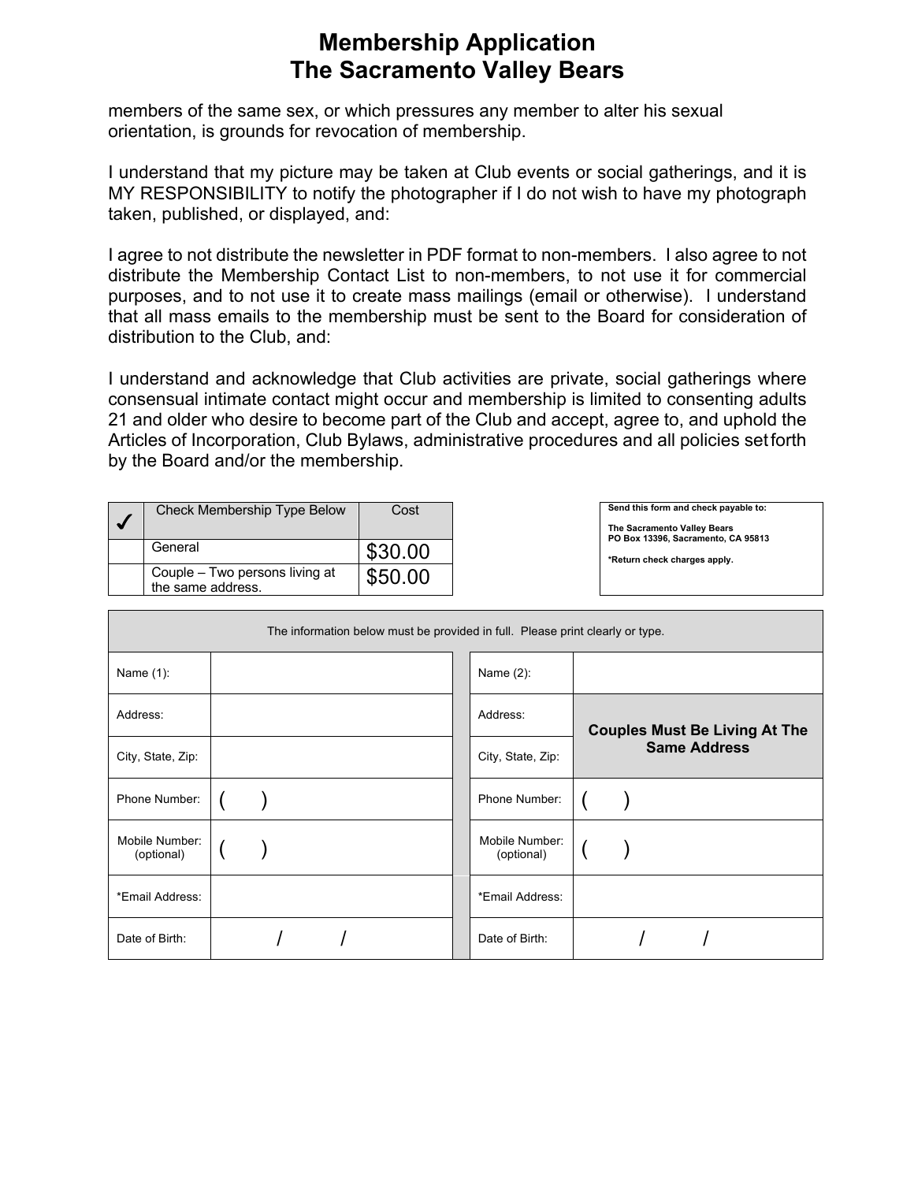# Membership Application
# The Sacramento Valley Bears

members of the same sex, or which pressures any member to alter his sexual orientation, is grounds for revocation of membership.

I understand that my picture may be taken at Club events or social gatherings, and it is MY RESPONSIBILITY to notify the photographer if I do not wish to have my photograph taken, published, or displayed, and:

I agree to not distribute the newsletter in PDF format to non-members. I also agree to not distribute the Membership Contact List to non-members, to not use it for commercial purposes, and to not use it to create mass mailings (email or otherwise). I understand that all mass emails to the membership must be sent to the Board for consideration of distribution to the Club, and:

I understand and acknowledge that Club activities are private, social gatherings where consensual intimate contact might occur and membership is limited to consenting adults 21 and older who desire to become part of the Club and accept, agree to, and uphold the Articles of Incorporation, Club Bylaws, administrative procedures and all policies set forth by the Board and/or the membership.

| ✓ | Check Membership Type Below | Cost |
|---|---|---|
| | General | $30.00 |
| | Couple – Two persons living at the same address. | $50.00 |

**Send this form and check payable to:**

**The Sacramento Valley Bears**
**PO Box 13396, Sacramento, CA 95813**

***Return check charges apply.**

The information below must be provided in full. Please print clearly or type.

| | | | |
|---|---|---|---|
| Name (1): | | Name (2): | |
| Address: | | Address: | **Couples Must Be Living At The Same Address** |
| City, State, Zip: | | City, State, Zip: | |
| Phone Number: | ( ) | Phone Number: | ( ) |
| Mobile Number: (optional) | ( ) | Mobile Number: (optional) | ( ) |
| *Email Address: | | *Email Address: | |
| Date of Birth: | / / | Date of Birth: | / / |